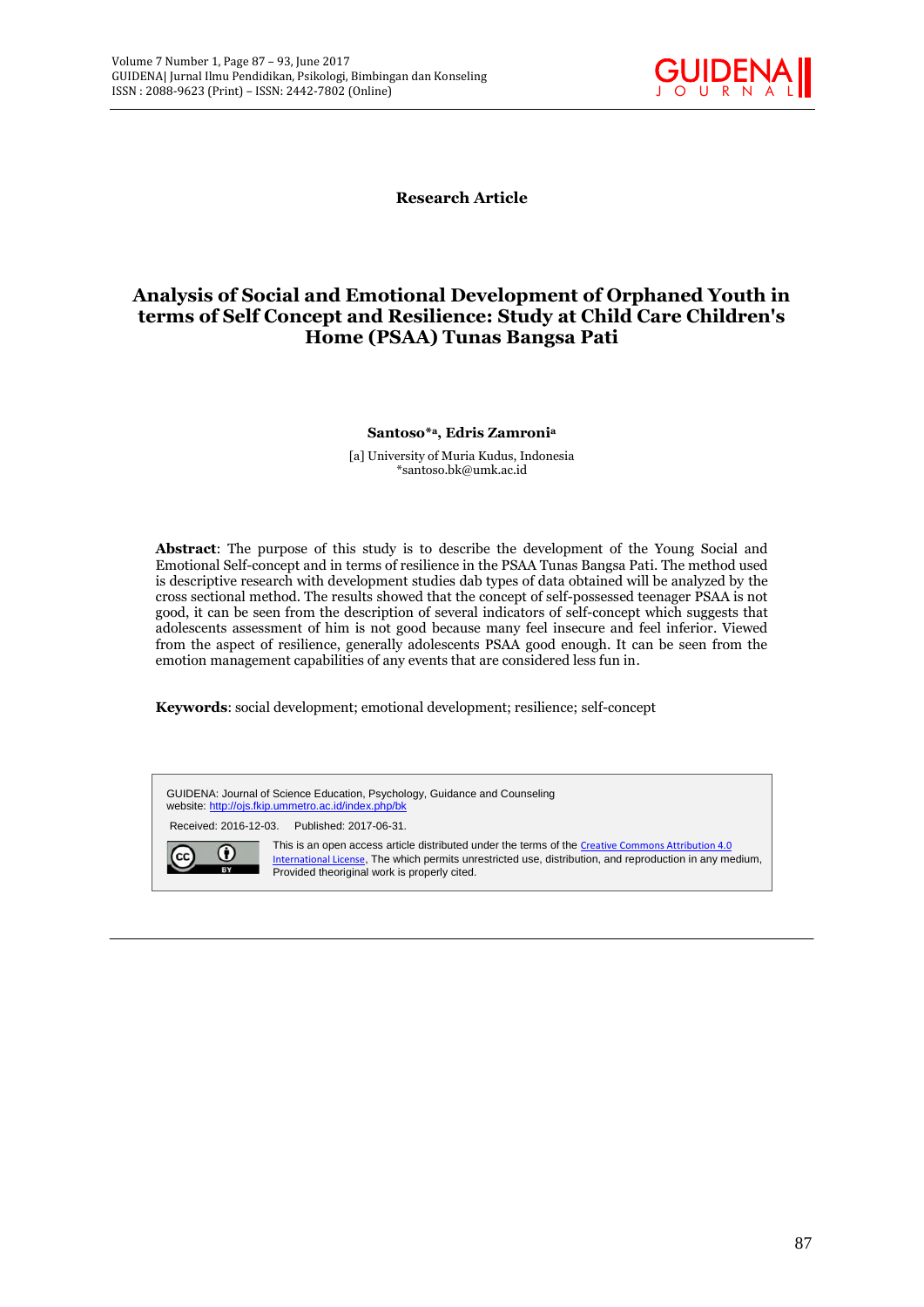**Research Article**

# Analysis of Social and Emotional Development of Orphaned Youth in terms of Self Concept and Resilience: Study at Child Care Children's Home (PSAA) Tunas Bangsa Pati

**Santoso*[a], Edris Zamroni[a]**

[a] University of Muria Kudus, Indonesia
*santoso.bk@umk.ac.id

**Abstract**: The purpose of this study is to describe the development of the Young Social and Emotional Self-concept and in terms of resilience in the PSAA Tunas Bangsa Pati. The method used is descriptive research with development studies dab types of data obtained will be analyzed by the cross sectional method. The results showed that the concept of self-possessed teenager PSAA is not good, it can be seen from the description of several indicators of self-concept which suggests that adolescents assessment of him is not good because many feel insecure and feel inferior. Viewed from the aspect of resilience, generally adolescents PSAA good enough. It can be seen from the emotion management capabilities of any events that are considered less fun in.

**Keywords**: social development; emotional development; resilience; self-concept

GUIDENA: Journal of Science Education, Psychology, Guidance and Counseling
website: http://ojs.fkip.ummetro.ac.id/index.php/bk

Received: 2016-12-03. Published: 2017-06-31.

This is an open access article distributed under the terms of the Creative Commons Attribution 4.0 International License, The which permits unrestricted use, distribution, and reproduction in any medium, Provided theoriginal work is properly cited.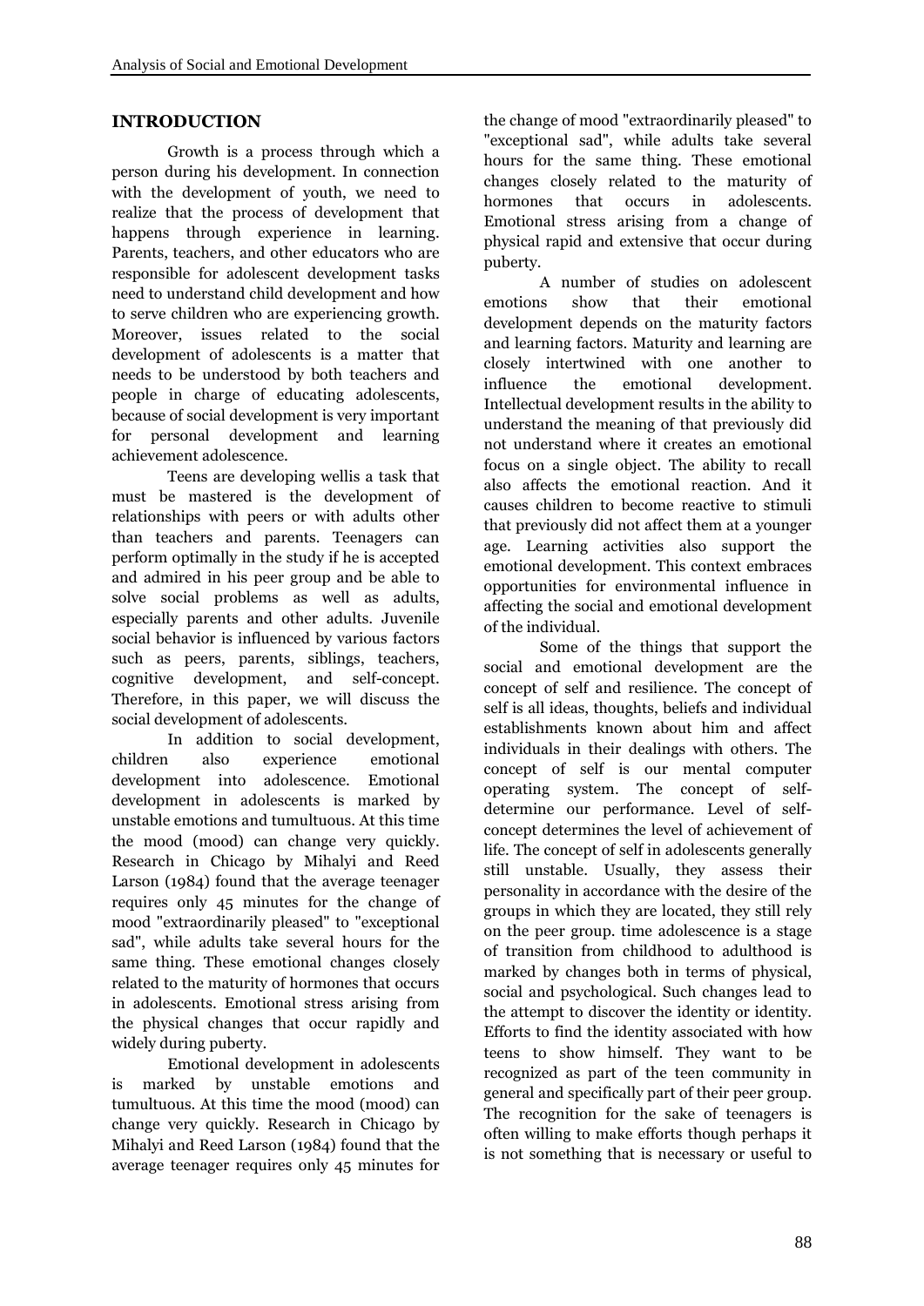## INTRODUCTION

Growth is a process through which a person during his development. In connection with the development of youth, we need to realize that the process of development that happens through experience in learning. Parents, teachers, and other educators who are responsible for adolescent development tasks need to understand child development and how to serve children who are experiencing growth. Moreover, issues related to the social development of adolescents is a matter that needs to be understood by both teachers and people in charge of educating adolescents, because of social development is very important for personal development and learning achievement adolescence.

Teens are developing wellis a task that must be mastered is the development of relationships with peers or with adults other than teachers and parents. Teenagers can perform optimally in the study if he is accepted and admired in his peer group and be able to solve social problems as well as adults, especially parents and other adults. Juvenile social behavior is influenced by various factors such as peers, parents, siblings, teachers, cognitive development, and self-concept. Therefore, in this paper, we will discuss the social development of adolescents.

In addition to social development, children also experience emotional development into adolescence. Emotional development in adolescents is marked by unstable emotions and tumultuous. At this time the mood (mood) can change very quickly. Research in Chicago by Mihalyi and Reed Larson (1984) found that the average teenager requires only 45 minutes for the change of mood "extraordinarily pleased" to "exceptional sad", while adults take several hours for the same thing. These emotional changes closely related to the maturity of hormones that occurs in adolescents. Emotional stress arising from the physical changes that occur rapidly and widely during puberty.

Emotional development in adolescents is marked by unstable emotions and tumultuous. At this time the mood (mood) can change very quickly. Research in Chicago by Mihalyi and Reed Larson (1984) found that the average teenager requires only 45 minutes for the change of mood "extraordinarily pleased" to "exceptional sad", while adults take several hours for the same thing. These emotional changes closely related to the maturity of hormones that occurs in adolescents. Emotional stress arising from a change of physical rapid and extensive that occur during puberty.

A number of studies on adolescent emotions show that their emotional development depends on the maturity factors and learning factors. Maturity and learning are closely intertwined with one another to influence the emotional development. Intellectual development results in the ability to understand the meaning of that previously did not understand where it creates an emotional focus on a single object. The ability to recall also affects the emotional reaction. And it causes children to become reactive to stimuli that previously did not affect them at a younger age. Learning activities also support the emotional development. This context embraces opportunities for environmental influence in affecting the social and emotional development of the individual.

Some of the things that support the social and emotional development are the concept of self and resilience. The concept of self is all ideas, thoughts, beliefs and individual establishments known about him and affect individuals in their dealings with others. The concept of self is our mental computer operating system. The concept of self-determine our performance. Level of self-concept determines the level of achievement of life. The concept of self in adolescents generally still unstable. Usually, they assess their personality in accordance with the desire of the groups in which they are located, they still rely on the peer group. time adolescence is a stage of transition from childhood to adulthood is marked by changes both in terms of physical, social and psychological. Such changes lead to the attempt to discover the identity or identity. Efforts to find the identity associated with how teens to show himself. They want to be recognized as part of the teen community in general and specifically part of their peer group. The recognition for the sake of teenagers is often willing to make efforts though perhaps it is not something that is necessary or useful to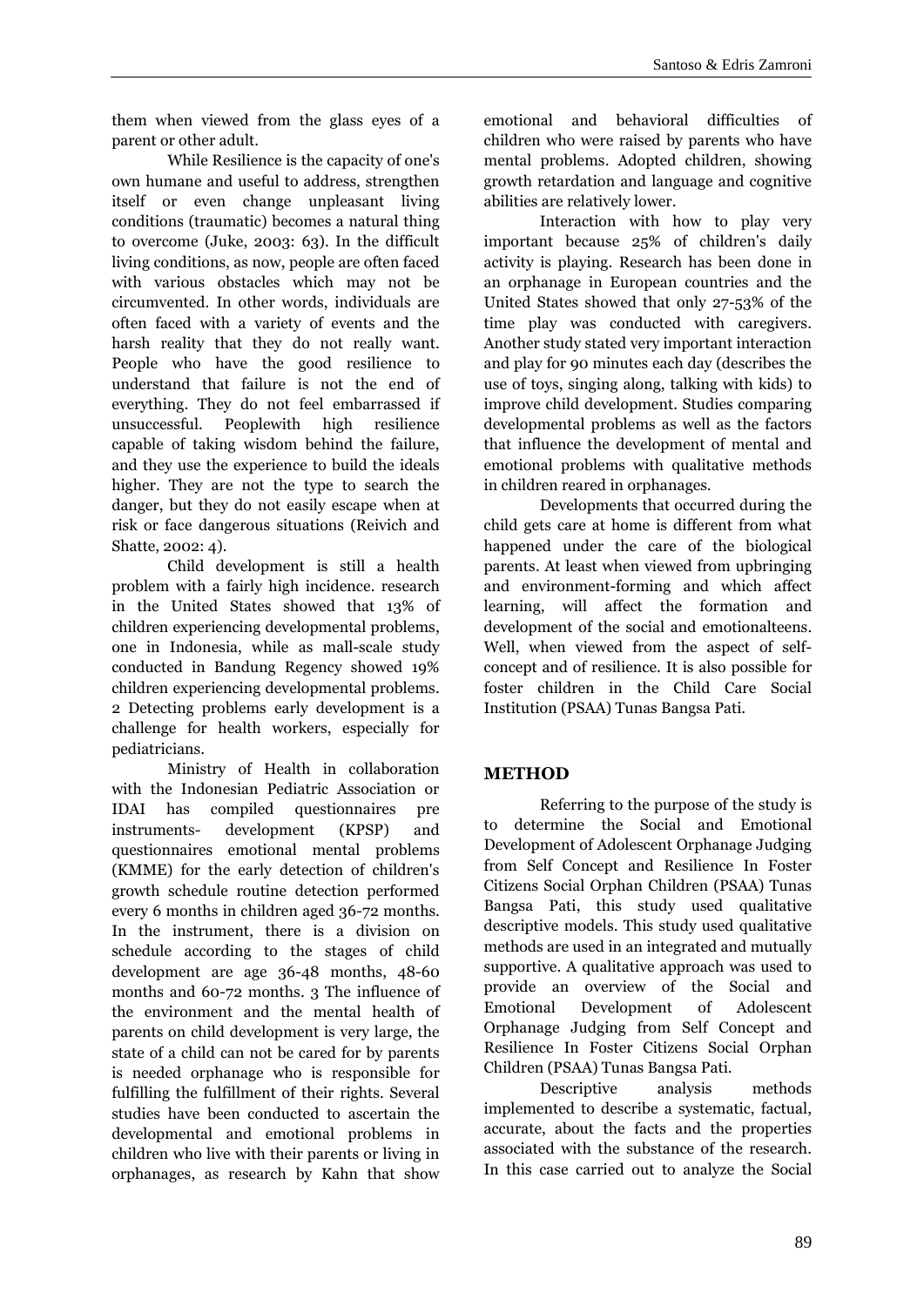them when viewed from the glass eyes of a parent or other adult.

While Resilience is the capacity of one's own humane and useful to address, strengthen itself or even change unpleasant living conditions (traumatic) becomes a natural thing to overcome (Juke, 2003: 63). In the difficult living conditions, as now, people are often faced with various obstacles which may not be circumvented. In other words, individuals are often faced with a variety of events and the harsh reality that they do not really want. People who have the good resilience to understand that failure is not the end of everything. They do not feel embarrassed if unsuccessful. Peoplewith high resilience capable of taking wisdom behind the failure, and they use the experience to build the ideals higher. They are not the type to search the danger, but they do not easily escape when at risk or face dangerous situations (Reivich and Shatte, 2002: 4).

Child development is still a health problem with a fairly high incidence. research in the United States showed that 13% of children experiencing developmental problems, one in Indonesia, while as mall-scale study conducted in Bandung Regency showed 19% children experiencing developmental problems. 2 Detecting problems early development is a challenge for health workers, especially for pediatricians.

Ministry of Health in collaboration with the Indonesian Pediatric Association or IDAI has compiled questionnaires pre instruments- development (KPSP) and questionnaires emotional mental problems (KMME) for the early detection of children's growth schedule routine detection performed every 6 months in children aged 36-72 months. In the instrument, there is a division on schedule according to the stages of child development are age 36-48 months, 48-60 months and 60-72 months. 3 The influence of the environment and the mental health of parents on child development is very large, the state of a child can not be cared for by parents is needed orphanage who is responsible for fulfilling the fulfillment of their rights. Several studies have been conducted to ascertain the developmental and emotional problems in children who live with their parents or living in orphanages, as research by Kahn that show emotional and behavioral difficulties of children who were raised by parents who have mental problems. Adopted children, showing growth retardation and language and cognitive abilities are relatively lower.

Interaction with how to play very important because 25% of children's daily activity is playing. Research has been done in an orphanage in European countries and the United States showed that only 27-53% of the time play was conducted with caregivers. Another study stated very important interaction and play for 90 minutes each day (describes the use of toys, singing along, talking with kids) to improve child development. Studies comparing developmental problems as well as the factors that influence the development of mental and emotional problems with qualitative methods in children reared in orphanages.

Developments that occurred during the child gets care at home is different from what happened under the care of the biological parents. At least when viewed from upbringing and environment-forming and which affect learning, will affect the formation and development of the social and emotionalteens. Well, when viewed from the aspect of self-concept and of resilience. It is also possible for foster children in the Child Care Social Institution (PSAA) Tunas Bangsa Pati.

## METHOD

Referring to the purpose of the study is to determine the Social and Emotional Development of Adolescent Orphanage Judging from Self Concept and Resilience In Foster Citizens Social Orphan Children (PSAA) Tunas Bangsa Pati, this study used qualitative descriptive models. This study used qualitative methods are used in an integrated and mutually supportive. A qualitative approach was used to provide an overview of the Social and Emotional Development of Adolescent Orphanage Judging from Self Concept and Resilience In Foster Citizens Social Orphan Children (PSAA) Tunas Bangsa Pati.

Descriptive analysis methods implemented to describe a systematic, factual, accurate, about the facts and the properties associated with the substance of the research. In this case carried out to analyze the Social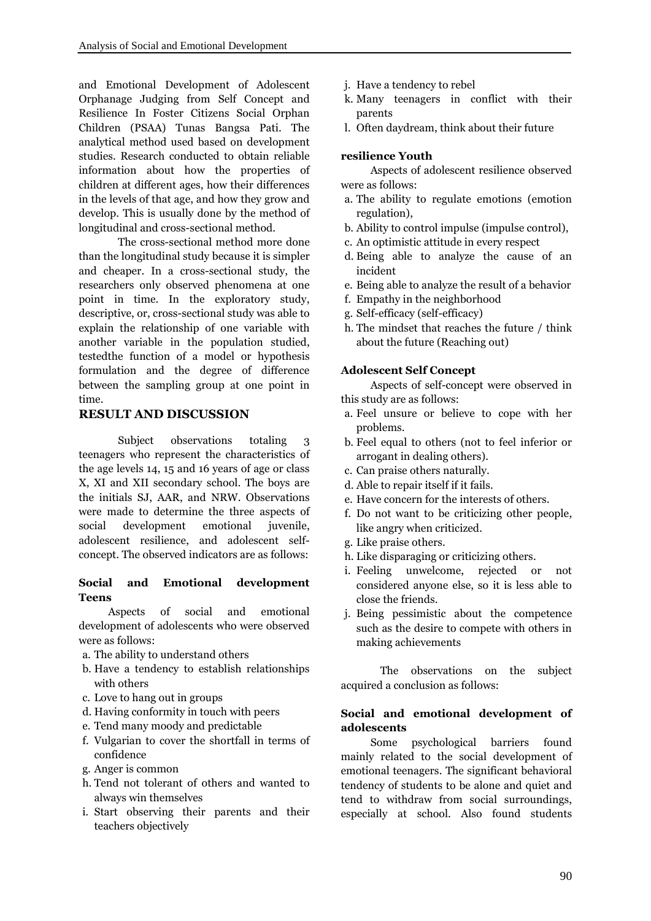and Emotional Development of Adolescent Orphanage Judging from Self Concept and Resilience In Foster Citizens Social Orphan Children (PSAA) Tunas Bangsa Pati. The analytical method used based on development studies. Research conducted to obtain reliable information about how the properties of children at different ages, how their differences in the levels of that age, and how they grow and develop. This is usually done by the method of longitudinal and cross-sectional method.

The cross-sectional method more done than the longitudinal study because it is simpler and cheaper. In a cross-sectional study, the researchers only observed phenomena at one point in time. In the exploratory study, descriptive, or, cross-sectional study was able to explain the relationship of one variable with another variable in the population studied, testedthe function of a model or hypothesis formulation and the degree of difference between the sampling group at one point in time.

## RESULT AND DISCUSSION

Subject observations totaling 3 teenagers who represent the characteristics of the age levels 14, 15 and 16 years of age or class X, XI and XII secondary school. The boys are the initials SJ, AAR, and NRW. Observations were made to determine the three aspects of social development emotional juvenile, adolescent resilience, and adolescent self-concept. The observed indicators are as follows:

### Social and Emotional development Teens

Aspects of social and emotional development of adolescents who were observed were as follows:

a. The ability to understand others
b. Have a tendency to establish relationships with others
c. Love to hang out in groups
d. Having conformity in touch with peers
e. Tend many moody and predictable
f. Vulgarian to cover the shortfall in terms of confidence
g. Anger is common
h. Tend not tolerant of others and wanted to always win themselves
i. Start observing their parents and their teachers objectively
j. Have a tendency to rebel
k. Many teenagers in conflict with their parents
l. Often daydream, think about their future

### resilience Youth

Aspects of adolescent resilience observed were as follows:

a. The ability to regulate emotions (emotion regulation),
b. Ability to control impulse (impulse control),
c. An optimistic attitude in every respect
d. Being able to analyze the cause of an incident
e. Being able to analyze the result of a behavior
f. Empathy in the neighborhood
g. Self-efficacy (self-efficacy)
h. The mindset that reaches the future / think about the future (Reaching out)

### Adolescent Self Concept

Aspects of self-concept were observed in this study are as follows:

a. Feel unsure or believe to cope with her problems.
b. Feel equal to others (not to feel inferior or arrogant in dealing others).
c. Can praise others naturally.
d. Able to repair itself if it fails.
e. Have concern for the interests of others.
f. Do not want to be criticizing other people, like angry when criticized.
g. Like praise others.
h. Like disparaging or criticizing others.
i. Feeling unwelcome, rejected or not considered anyone else, so it is less able to close the friends.
j. Being pessimistic about the competence such as the desire to compete with others in making achievements

The observations on the subject acquired a conclusion as follows:

### Social and emotional development of adolescents

Some psychological barriers found mainly related to the social development of emotional teenagers. The significant behavioral tendency of students to be alone and quiet and tend to withdraw from social surroundings, especially at school. Also found students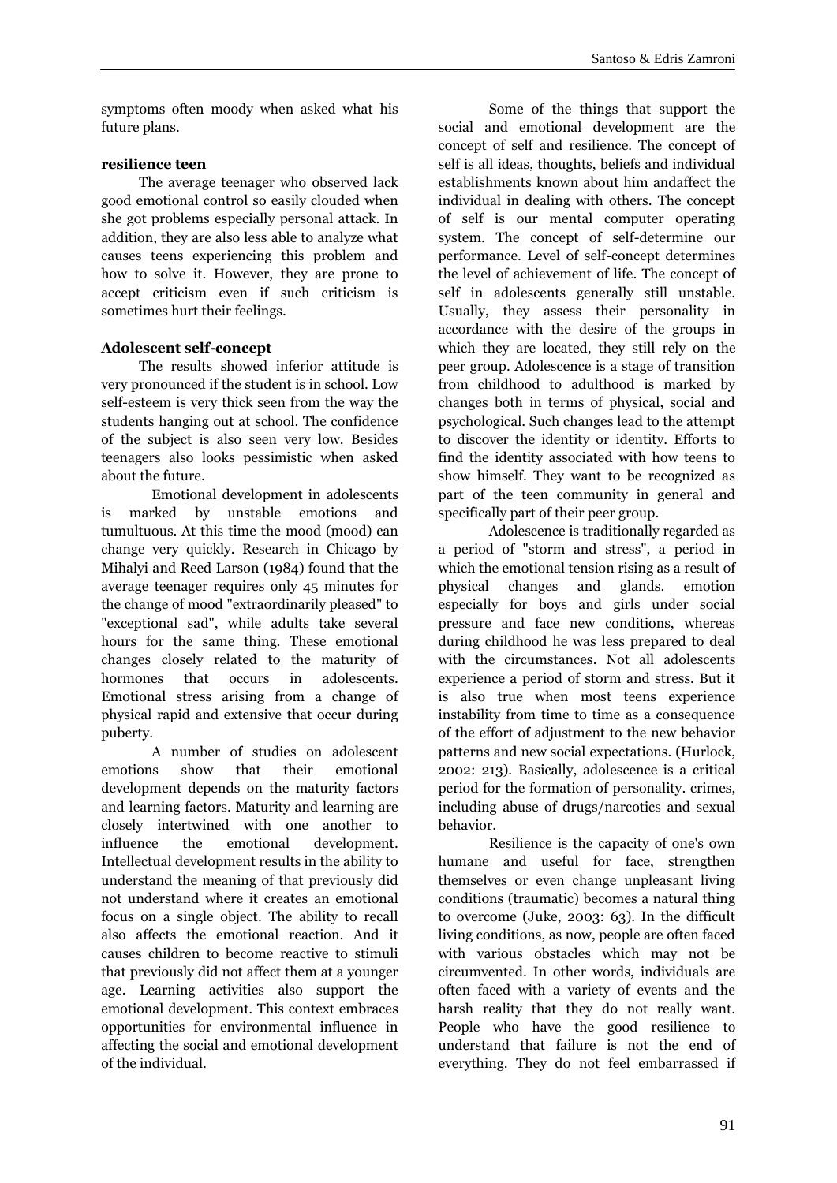symptoms often moody when asked what his future plans.

**resilience teen**

The average teenager who observed lack good emotional control so easily clouded when she got problems especially personal attack. In addition, they are also less able to analyze what causes teens experiencing this problem and how to solve it. However, they are prone to accept criticism even if such criticism is sometimes hurt their feelings.

**Adolescent self-concept**

The results showed inferior attitude is very pronounced if the student is in school. Low self-esteem is very thick seen from the way the students hanging out at school. The confidence of the subject is also seen very low. Besides teenagers also looks pessimistic when asked about the future.

Emotional development in adolescents is marked by unstable emotions and tumultuous. At this time the mood (mood) can change very quickly. Research in Chicago by Mihalyi and Reed Larson (1984) found that the average teenager requires only 45 minutes for the change of mood "extraordinarily pleased" to "exceptional sad", while adults take several hours for the same thing. These emotional changes closely related to the maturity of hormones that occurs in adolescents. Emotional stress arising from a change of physical rapid and extensive that occur during puberty.

A number of studies on adolescent emotions show that their emotional development depends on the maturity factors and learning factors. Maturity and learning are closely intertwined with one another to influence the emotional development. Intellectual development results in the ability to understand the meaning of that previously did not understand where it creates an emotional focus on a single object. The ability to recall also affects the emotional reaction. And it causes children to become reactive to stimuli that previously did not affect them at a younger age. Learning activities also support the emotional development. This context embraces opportunities for environmental influence in affecting the social and emotional development of the individual.

Some of the things that support the social and emotional development are the concept of self and resilience. The concept of self is all ideas, thoughts, beliefs and individual establishments known about him andaffect the individual in dealing with others. The concept of self is our mental computer operating system. The concept of self-determine our performance. Level of self-concept determines the level of achievement of life. The concept of self in adolescents generally still unstable. Usually, they assess their personality in accordance with the desire of the groups in which they are located, they still rely on the peer group. Adolescence is a stage of transition from childhood to adulthood is marked by changes both in terms of physical, social and psychological. Such changes lead to the attempt to discover the identity or identity. Efforts to find the identity associated with how teens to show himself. They want to be recognized as part of the teen community in general and specifically part of their peer group.

Adolescence is traditionally regarded as a period of "storm and stress", a period in which the emotional tension rising as a result of physical changes and glands. emotion especially for boys and girls under social pressure and face new conditions, whereas during childhood he was less prepared to deal with the circumstances. Not all adolescents experience a period of storm and stress. But it is also true when most teens experience instability from time to time as a consequence of the effort of adjustment to the new behavior patterns and new social expectations. (Hurlock, 2002: 213). Basically, adolescence is a critical period for the formation of personality. crimes, including abuse of drugs/narcotics and sexual behavior.

Resilience is the capacity of one's own humane and useful for face, strengthen themselves or even change unpleasant living conditions (traumatic) becomes a natural thing to overcome (Juke, 2003: 63). In the difficult living conditions, as now, people are often faced with various obstacles which may not be circumvented. In other words, individuals are often faced with a variety of events and the harsh reality that they do not really want. People who have the good resilience to understand that failure is not the end of everything. They do not feel embarrassed if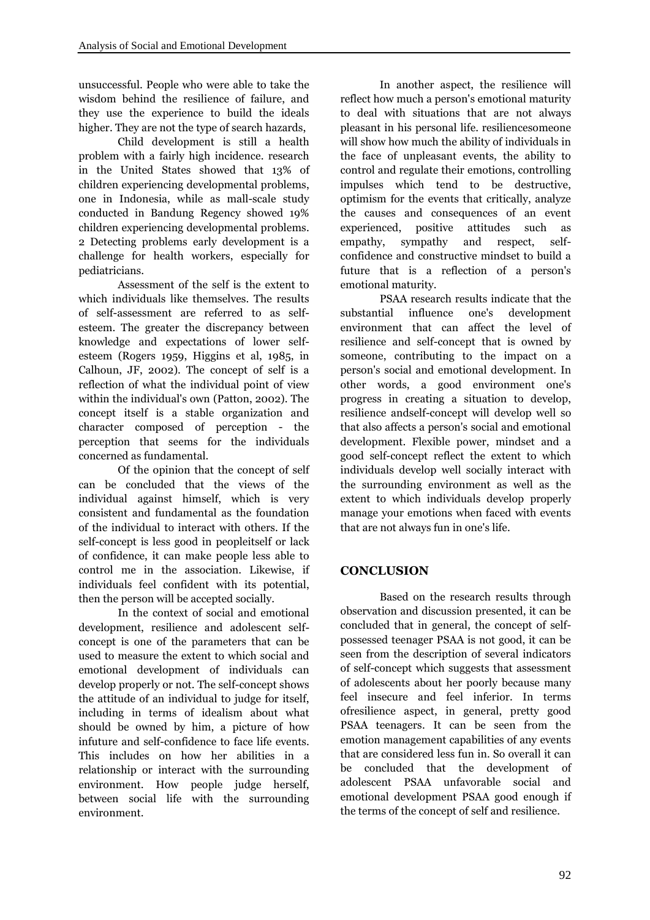unsuccessful. People who were able to take the wisdom behind the resilience of failure, and they use the experience to build the ideals higher. They are not the type of search hazards,

Child development is still a health problem with a fairly high incidence. research in the United States showed that 13% of children experiencing developmental problems, one in Indonesia, while as mall-scale study conducted in Bandung Regency showed 19% children experiencing developmental problems. 2 Detecting problems early development is a challenge for health workers, especially for pediatricians.

Assessment of the self is the extent to which individuals like themselves. The results of self-assessment are referred to as self-esteem. The greater the discrepancy between knowledge and expectations of lower self-esteem (Rogers 1959, Higgins et al, 1985, in Calhoun, JF, 2002). The concept of self is a reflection of what the individual point of view within the individual's own (Patton, 2002). The concept itself is a stable organization and character composed of perception - the perception that seems for the individuals concerned as fundamental.

Of the opinion that the concept of self can be concluded that the views of the individual against himself, which is very consistent and fundamental as the foundation of the individual to interact with others. If the self-concept is less good in peopleitself or lack of confidence, it can make people less able to control me in the association. Likewise, if individuals feel confident with its potential, then the person will be accepted socially.

In the context of social and emotional development, resilience and adolescent self-concept is one of the parameters that can be used to measure the extent to which social and emotional development of individuals can develop properly or not. The self-concept shows the attitude of an individual to judge for itself, including in terms of idealism about what should be owned by him, a picture of how infuture and self-confidence to face life events. This includes on how her abilities in a relationship or interact with the surrounding environment. How people judge herself, between social life with the surrounding environment.

In another aspect, the resilience will reflect how much a person's emotional maturity to deal with situations that are not always pleasant in his personal life. resiliencesomeone will show how much the ability of individuals in the face of unpleasant events, the ability to control and regulate their emotions, controlling impulses which tend to be destructive, optimism for the events that critically, analyze the causes and consequences of an event experienced, positive attitudes such as empathy, sympathy and respect, self-confidence and constructive mindset to build a future that is a reflection of a person's emotional maturity.

PSAA research results indicate that the substantial influence one's development environment that can affect the level of resilience and self-concept that is owned by someone, contributing to the impact on a person's social and emotional development. In other words, a good environment one's progress in creating a situation to develop, resilience andself-concept will develop well so that also affects a person's social and emotional development. Flexible power, mindset and a good self-concept reflect the extent to which individuals develop well socially interact with the surrounding environment as well as the extent to which individuals develop properly manage your emotions when faced with events that are not always fun in one's life.

## CONCLUSION

Based on the research results through observation and discussion presented, it can be concluded that in general, the concept of self-possessed teenager PSAA is not good, it can be seen from the description of several indicators of self-concept which suggests that assessment of adolescents about her poorly because many feel insecure and feel inferior. In terms ofresilience aspect, in general, pretty good PSAA teenagers. It can be seen from the emotion management capabilities of any events that are considered less fun in. So overall it can be concluded that the development of adolescent PSAA unfavorable social and emotional development PSAA good enough if the terms of the concept of self and resilience.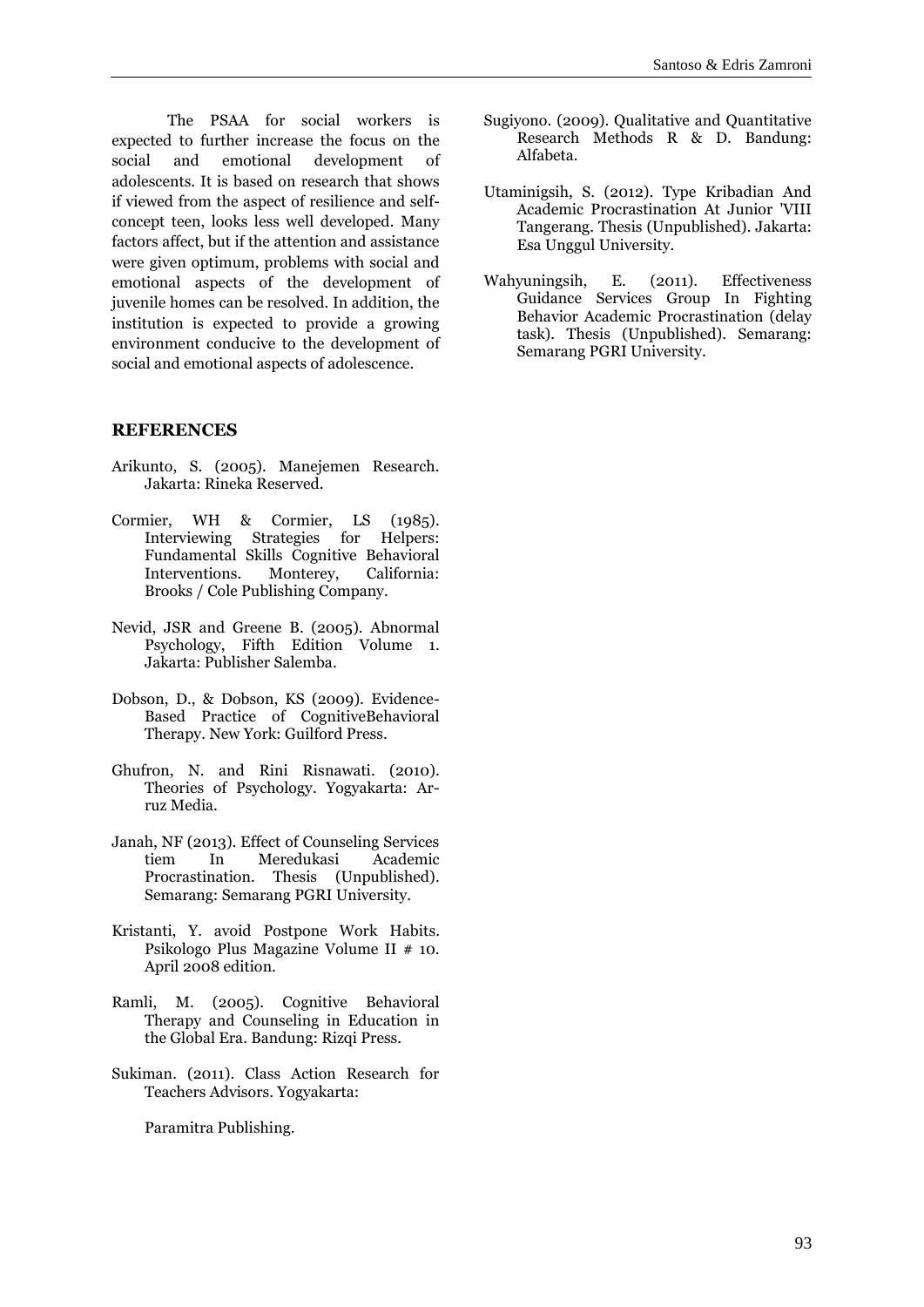The PSAA for social workers is expected to further increase the focus on the social and emotional development of adolescents. It is based on research that shows if viewed from the aspect of resilience and self-concept teen, looks less well developed. Many factors affect, but if the attention and assistance were given optimum, problems with social and emotional aspects of the development of juvenile homes can be resolved. In addition, the institution is expected to provide a growing environment conducive to the development of social and emotional aspects of adolescence.

## REFERENCES

Arikunto, S. (2005). Manejemen Research. Jakarta: Rineka Reserved.

Cormier, WH & Cormier, LS (1985). Interviewing Strategies for Helpers: Fundamental Skills Cognitive Behavioral Interventions. Monterey, California: Brooks / Cole Publishing Company.

Nevid, JSR and Greene B. (2005). Abnormal Psychology, Fifth Edition Volume 1. Jakarta: Publisher Salemba.

Dobson, D., & Dobson, KS (2009). Evidence-Based Practice of CognitiveBehavioral Therapy. New York: Guilford Press.

Ghufron, N. and Rini Risnawati. (2010). Theories of Psychology. Yogyakarta: Ar-ruz Media.

Janah, NF (2013). Effect of Counseling Services tiem In Meredukasi Academic Procrastination. Thesis (Unpublished). Semarang: Semarang PGRI University.

Kristanti, Y. avoid Postpone Work Habits. Psikologo Plus Magazine Volume II # 10. April 2008 edition.

Ramli, M. (2005). Cognitive Behavioral Therapy and Counseling in Education in the Global Era. Bandung: Rizqi Press.

Sukiman. (2011). Class Action Research for Teachers Advisors. Yogyakarta:

Paramitra Publishing.

Sugiyono. (2009). Qualitative and Quantitative Research Methods R & D. Bandung: Alfabeta.

Utaminigsih, S. (2012). Type Kribadian And Academic Procrastination At Junior 'VIII Tangerang. Thesis (Unpublished). Jakarta: Esa Unggul University.

Wahyuningsih, E. (2011). Effectiveness Guidance Services Group In Fighting Behavior Academic Procrastination (delay task). Thesis (Unpublished). Semarang: Semarang PGRI University.